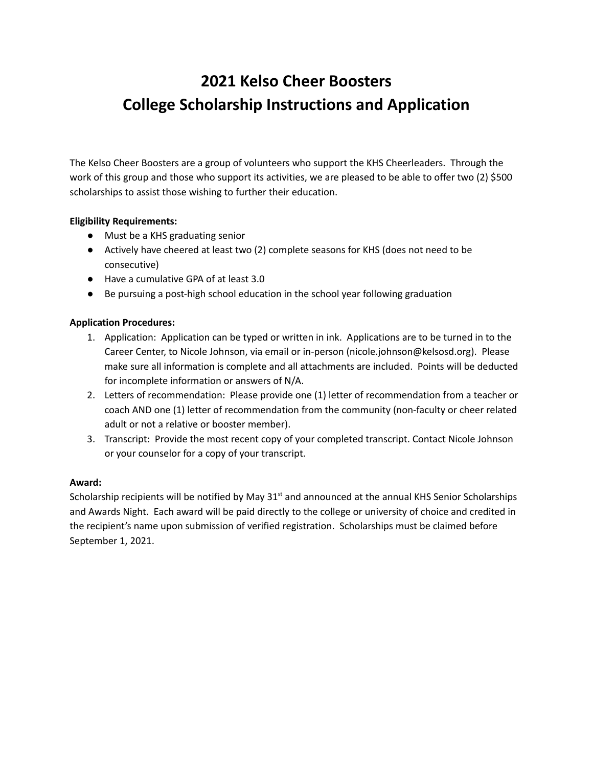# 2021 Kelso Cheer Boosters
# College Scholarship Instructions and Application

The Kelso Cheer Boosters are a group of volunteers who support the KHS Cheerleaders. Through the work of this group and those who support its activities, we are pleased to be able to offer two (2) $500 scholarships to assist those wishing to further their education.

**Eligibility Requirements:**

- Must be a KHS graduating senior
- Actively have cheered at least two (2) complete seasons for KHS (does not need to be consecutive)
- Have a cumulative GPA of at least 3.0
- Be pursuing a post-high school education in the school year following graduation

**Application Procedures:**

1. Application: Application can be typed or written in ink. Applications are to be turned in to the Career Center, to Nicole Johnson, via email or in-person (nicole.johnson@kelsosd.org). Please make sure all information is complete and all attachments are included. Points will be deducted for incomplete information or answers of N/A.
2. Letters of recommendation: Please provide one (1) letter of recommendation from a teacher or coach AND one (1) letter of recommendation from the community (non-faculty or cheer related adult or not a relative or booster member).
3. Transcript: Provide the most recent copy of your completed transcript. Contact Nicole Johnson or your counselor for a copy of your transcript.

**Award:**

Scholarship recipients will be notified by May 31st and announced at the annual KHS Senior Scholarships and Awards Night. Each award will be paid directly to the college or university of choice and credited in the recipient's name upon submission of verified registration. Scholarships must be claimed before September 1, 2021.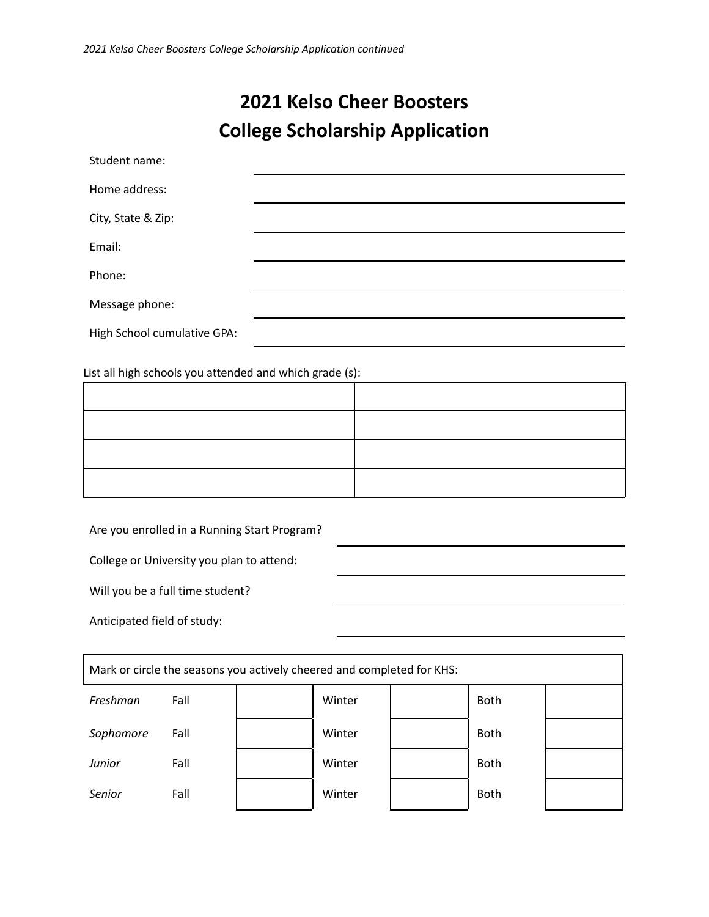# 2021 Kelso Cheer Boosters
# College Scholarship Application

Student name: ______________________________

Home address: ______________________________

City, State & Zip: ______________________________

Email: ______________________________

Phone: ______________________________

Message phone: ______________________________

High School cumulative GPA: ______________________________

List all high schools you attended and which grade (s):

| | |
|---|---|
| | |
| | |
| | |
| | |

Are you enrolled in a Running Start Program? ______________________________

College or University you plan to attend: ______________________________

Will you be a full time student? ______________________________

Anticipated field of study: ______________________________

| Mark or circle the seasons you actively cheered and completed for KHS: | | | | | | |
|---|---|---|---|---|---|---|
| *Freshman* | Fall | | Winter | | Both | |
| *Sophomore* | Fall | | Winter | | Both | |
| *Junior* | Fall | | Winter | | Both | |
| *Senior* | Fall | | Winter | | Both | |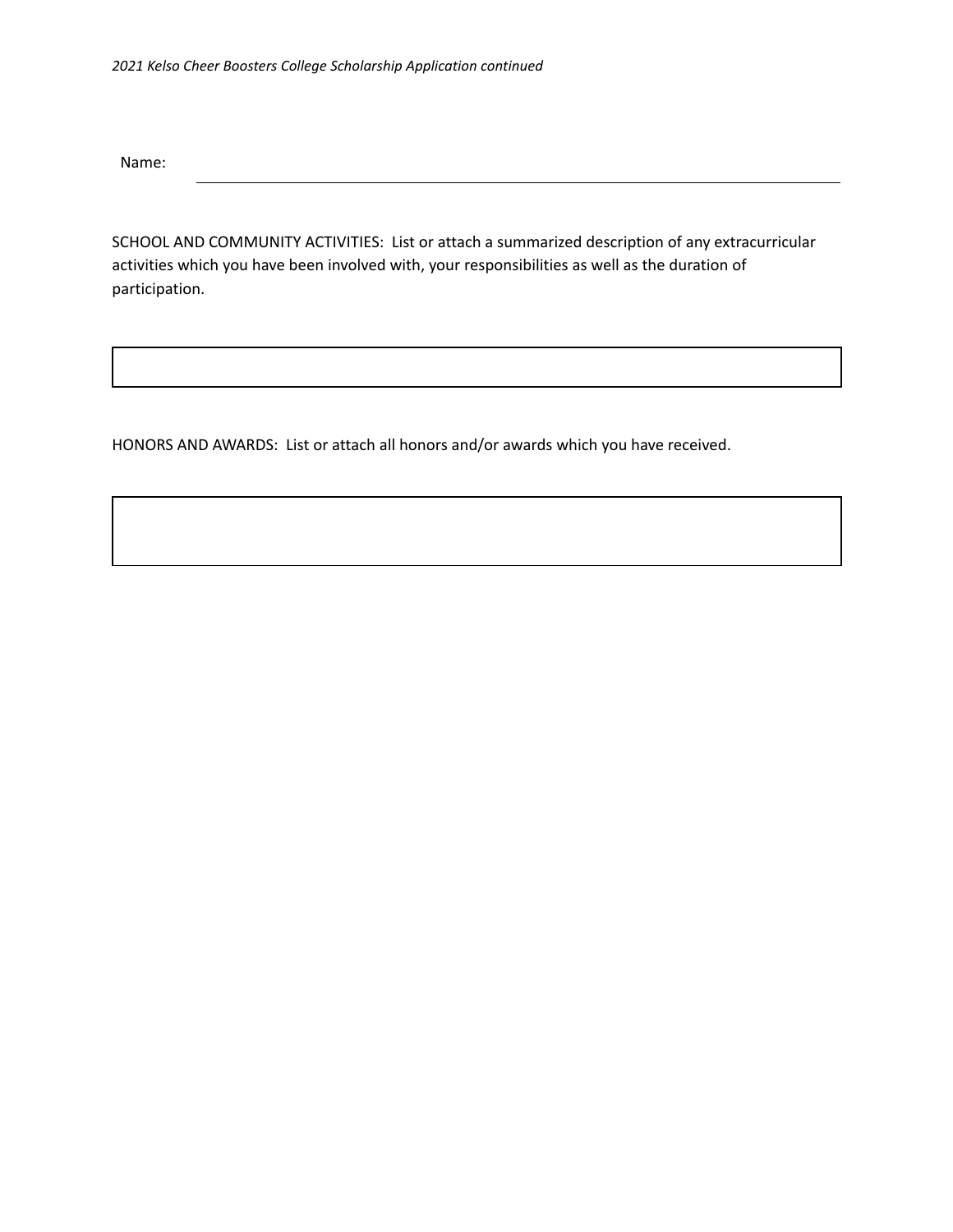*2021 Kelso Cheer Boosters College Scholarship Application continued*

Name: ______________________________________________

SCHOOL AND COMMUNITY ACTIVITIES: List or attach a summarized description of any extracurricular activities which you have been involved with, your responsibilities as well as the duration of participation.

HONORS AND AWARDS: List or attach all honors and/or awards which you have received.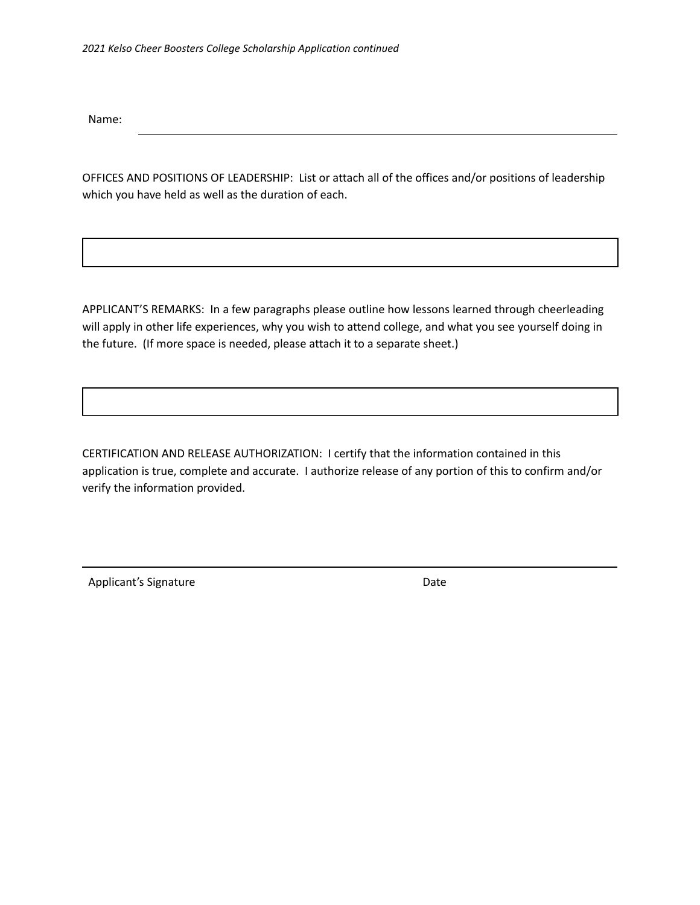*2021 Kelso Cheer Boosters College Scholarship Application continued*

Name: ____________________________________________

OFFICES AND POSITIONS OF LEADERSHIP: List or attach all of the offices and/or positions of leadership which you have held as well as the duration of each.

APPLICANT'S REMARKS: In a few paragraphs please outline how lessons learned through cheerleading will apply in other life experiences, why you wish to attend college, and what you see yourself doing in the future. (If more space is needed, please attach it to a separate sheet.)

CERTIFICATION AND RELEASE AUTHORIZATION: I certify that the information contained in this application is true, complete and accurate. I authorize release of any portion of this to confirm and/or verify the information provided.

____________________________________________

Applicant's Signature                                                            Date